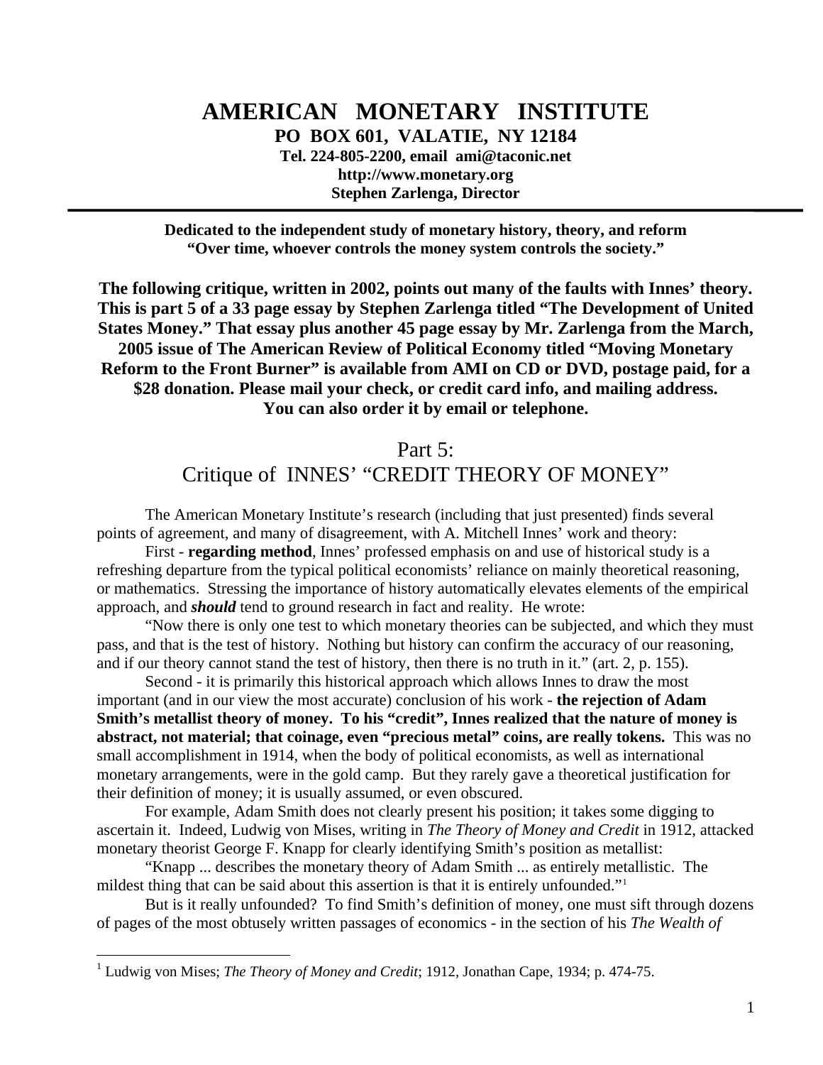# AMERICAN MONETARY INSTITUTE

**PO BOX 601, VALATIE, NY 12184**
**Tel. 224-805-2200, email ami@taconic.net**
**http://www.monetary.org**
**Stephen Zarlenga, Director**

---

**Dedicated to the independent study of monetary history, theory, and reform**
**"Over time, whoever controls the money system controls the society."**

**The following critique, written in 2002, points out many of the faults with Innes' theory. This is part 5 of a 33 page essay by Stephen Zarlenga titled "The Development of United States Money." That essay plus another 45 page essay by Mr. Zarlenga from the March, 2005 issue of The American Review of Political Economy titled "Moving Monetary Reform to the Front Burner" is available from AMI on CD or DVD, postage paid, for a $28 donation. Please mail your check, or credit card info, and mailing address. You can also order it by email or telephone.**

## Part 5:
## Critique of INNES' "CREDIT THEORY OF MONEY"

The American Monetary Institute's research (including that just presented) finds several points of agreement, and many of disagreement, with A. Mitchell Innes' work and theory:

First - **regarding method**, Innes' professed emphasis on and use of historical study is a refreshing departure from the typical political economists' reliance on mainly theoretical reasoning, or mathematics. Stressing the importance of history automatically elevates elements of the empirical approach, and ***should*** tend to ground research in fact and reality. He wrote:

"Now there is only one test to which monetary theories can be subjected, and which they must pass, and that is the test of history. Nothing but history can confirm the accuracy of our reasoning, and if our theory cannot stand the test of history, then there is no truth in it." (art. 2, p. 155).

Second - it is primarily this historical approach which allows Innes to draw the most important (and in our view the most accurate) conclusion of his work - **the rejection of Adam Smith's metallist theory of money. To his "credit", Innes realized that the nature of money is abstract, not material; that coinage, even "precious metal" coins, are really tokens.** This was no small accomplishment in 1914, when the body of political economists, as well as international monetary arrangements, were in the gold camp. But they rarely gave a theoretical justification for their definition of money; it is usually assumed, or even obscured.

For example, Adam Smith does not clearly present his position; it takes some digging to ascertain it. Indeed, Ludwig von Mises, writing in *The Theory of Money and Credit* in 1912, attacked monetary theorist George F. Knapp for clearly identifying Smith's position as metallist:

"Knapp ... describes the monetary theory of Adam Smith ... as entirely metallistic. The mildest thing that can be said about this assertion is that it is entirely unfounded."[1]

But is it really unfounded? To find Smith's definition of money, one must sift through dozens of pages of the most obtusely written passages of economics - in the section of his *The Wealth of*

---

[1] Ludwig von Mises; *The Theory of Money and Credit*; 1912, Jonathan Cape, 1934; p. 474-75.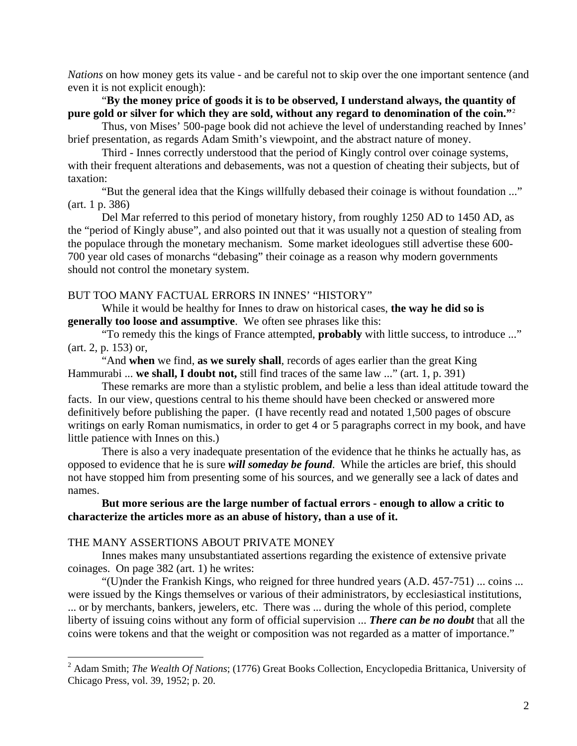*Nations* on how money gets its value - and be careful not to skip over the one important sentence (and even it is not explicit enough):

"**By the money price of goods it is to be observed, I understand always, the quantity of pure gold or silver for which they are sold, without any regard to denomination of the coin.**"[2]

Thus, von Mises' 500-page book did not achieve the level of understanding reached by Innes' brief presentation, as regards Adam Smith's viewpoint, and the abstract nature of money.

Third - Innes correctly understood that the period of Kingly control over coinage systems, with their frequent alterations and debasements, was not a question of cheating their subjects, but of taxation:

"But the general idea that the Kings willfully debased their coinage is without foundation ..." (art. 1 p. 386)

Del Mar referred to this period of monetary history, from roughly 1250 AD to 1450 AD, as the "period of Kingly abuse", and also pointed out that it was usually not a question of stealing from the populace through the monetary mechanism. Some market ideologues still advertise these 600-700 year old cases of monarchs "debasing" their coinage as a reason why modern governments should not control the monetary system.

BUT TOO MANY FACTUAL ERRORS IN INNES' "HISTORY"

While it would be healthy for Innes to draw on historical cases, **the way he did so is generally too loose and assumptive**. We often see phrases like this:

"To remedy this the kings of France attempted, **probably** with little success, to introduce ..." (art. 2, p. 153) or,

"And **when** we find, **as we surely shall**, records of ages earlier than the great King Hammurabi ... **we shall, I doubt not,** still find traces of the same law ..." (art. 1, p. 391)

These remarks are more than a stylistic problem, and belie a less than ideal attitude toward the facts. In our view, questions central to his theme should have been checked or answered more definitively before publishing the paper. (I have recently read and notated 1,500 pages of obscure writings on early Roman numismatics, in order to get 4 or 5 paragraphs correct in my book, and have little patience with Innes on this.)

There is also a very inadequate presentation of the evidence that he thinks he actually has, as opposed to evidence that he is sure ***will someday be found***. While the articles are brief, this should not have stopped him from presenting some of his sources, and we generally see a lack of dates and names.

**But more serious are the large number of factual errors - enough to allow a critic to characterize the articles more as an abuse of history, than a use of it.**

THE MANY ASSERTIONS ABOUT PRIVATE MONEY

Innes makes many unsubstantiated assertions regarding the existence of extensive private coinages. On page 382 (art. 1) he writes:

"(U)nder the Frankish Kings, who reigned for three hundred years (A.D. 457-751) ... coins ... were issued by the Kings themselves or various of their administrators, by ecclesiastical institutions, ... or by merchants, bankers, jewelers, etc. There was ... during the whole of this period, complete liberty of issuing coins without any form of official supervision ... ***There can be no doubt*** that all the coins were tokens and that the weight or composition was not regarded as a matter of importance."

---

[2] Adam Smith; *The Wealth Of Nations*; (1776) Great Books Collection, Encyclopedia Brittanica, University of Chicago Press, vol. 39, 1952; p. 20.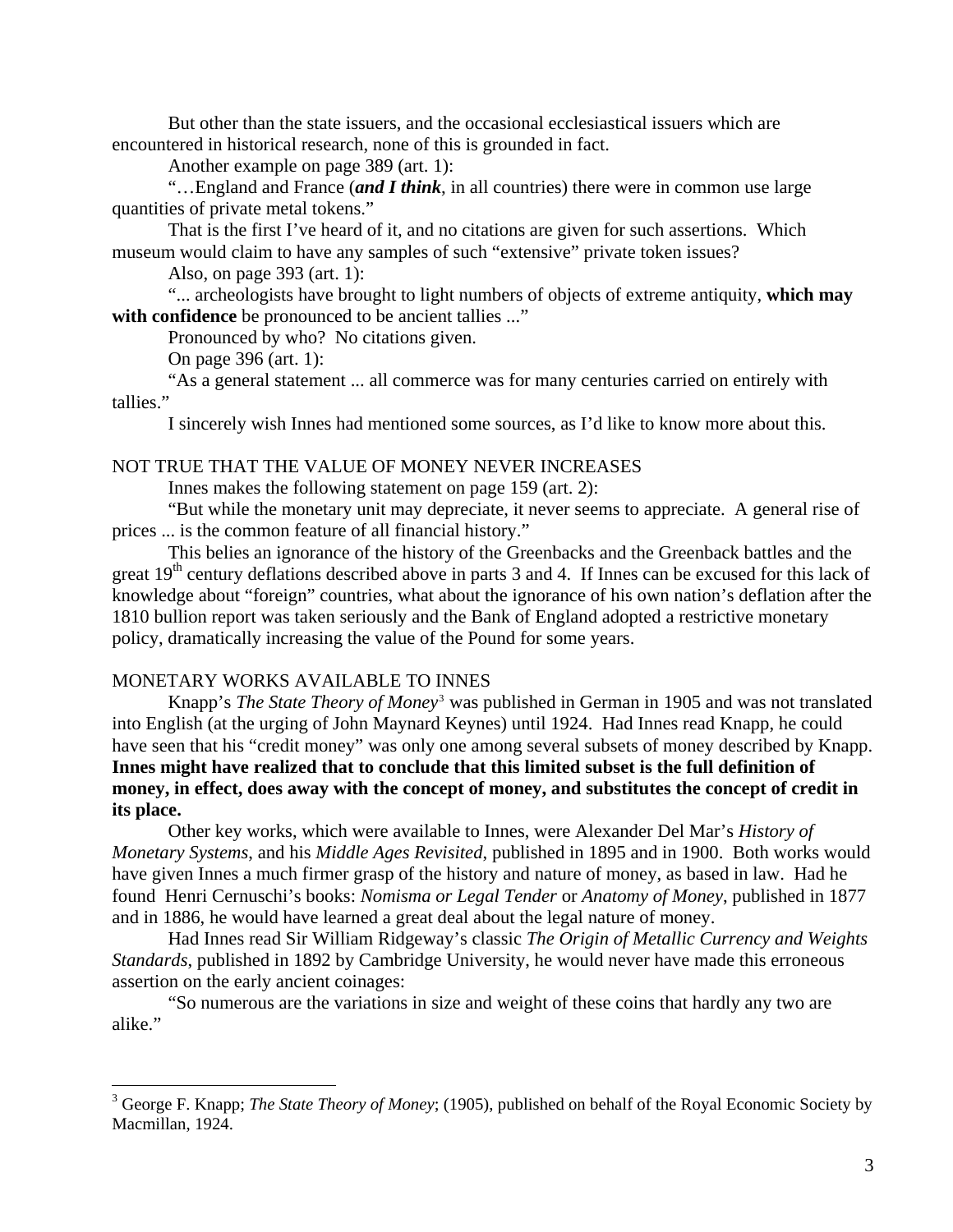But other than the state issuers, and the occasional ecclesiastical issuers which are encountered in historical research, none of this is grounded in fact.

Another example on page 389 (art. 1):

"…England and France (***and I think***, in all countries) there were in common use large quantities of private metal tokens."

That is the first I've heard of it, and no citations are given for such assertions. Which museum would claim to have any samples of such "extensive" private token issues?

Also, on page 393 (art. 1):

"... archeologists have brought to light numbers of objects of extreme antiquity, **which may with confidence** be pronounced to be ancient tallies ..."

Pronounced by who? No citations given.

On page 396 (art. 1):

"As a general statement ... all commerce was for many centuries carried on entirely with tallies."

I sincerely wish Innes had mentioned some sources, as I'd like to know more about this.

## NOT TRUE THAT THE VALUE OF MONEY NEVER INCREASES

Innes makes the following statement on page 159 (art. 2):

"But while the monetary unit may depreciate, it never seems to appreciate. A general rise of prices ... is the common feature of all financial history."

This belies an ignorance of the history of the Greenbacks and the Greenback battles and the great 19th century deflations described above in parts 3 and 4. If Innes can be excused for this lack of knowledge about "foreign" countries, what about the ignorance of his own nation's deflation after the 1810 bullion report was taken seriously and the Bank of England adopted a restrictive monetary policy, dramatically increasing the value of the Pound for some years.

## MONETARY WORKS AVAILABLE TO INNES

Knapp's *The State Theory of Money*[3] was published in German in 1905 and was not translated into English (at the urging of John Maynard Keynes) until 1924. Had Innes read Knapp, he could have seen that his "credit money" was only one among several subsets of money described by Knapp. **Innes might have realized that to conclude that this limited subset is the full definition of money, in effect, does away with the concept of money, and substitutes the concept of credit in its place.**

Other key works, which were available to Innes, were Alexander Del Mar's *History of Monetary Systems*, and his *Middle Ages Revisited*, published in 1895 and in 1900. Both works would have given Innes a much firmer grasp of the history and nature of money, as based in law. Had he found Henri Cernuschi's books: *Nomisma or Legal Tender* or *Anatomy of Money*, published in 1877 and in 1886, he would have learned a great deal about the legal nature of money.

Had Innes read Sir William Ridgeway's classic *The Origin of Metallic Currency and Weights Standards*, published in 1892 by Cambridge University, he would never have made this erroneous assertion on the early ancient coinages:

"So numerous are the variations in size and weight of these coins that hardly any two are alike."

---

[3] George F. Knapp; *The State Theory of Money*; (1905), published on behalf of the Royal Economic Society by Macmillan, 1924.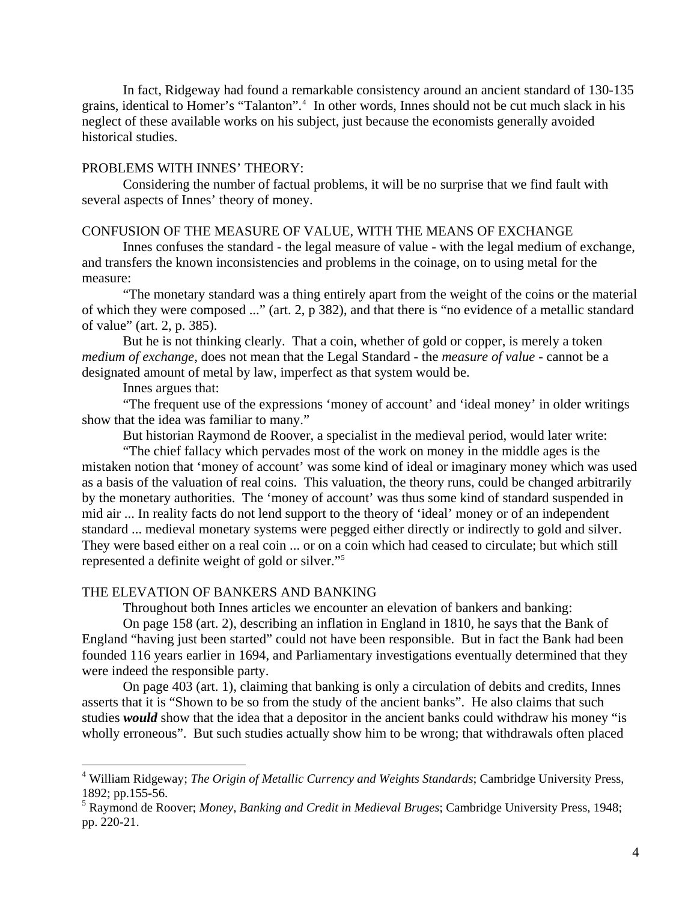In fact, Ridgeway had found a remarkable consistency around an ancient standard of 130-135 grains, identical to Homer's "Talanton".[4] In other words, Innes should not be cut much slack in his neglect of these available works on his subject, just because the economists generally avoided historical studies.

## PROBLEMS WITH INNES' THEORY:

Considering the number of factual problems, it will be no surprise that we find fault with several aspects of Innes' theory of money.

## CONFUSION OF THE MEASURE OF VALUE, WITH THE MEANS OF EXCHANGE

Innes confuses the standard - the legal measure of value - with the legal medium of exchange, and transfers the known inconsistencies and problems in the coinage, on to using metal for the measure:

"The monetary standard was a thing entirely apart from the weight of the coins or the material of which they were composed ..." (art. 2, p 382), and that there is "no evidence of a metallic standard of value" (art. 2, p. 385).

But he is not thinking clearly. That a coin, whether of gold or copper, is merely a token *medium of exchange*, does not mean that the Legal Standard - the *measure of value* - cannot be a designated amount of metal by law, imperfect as that system would be.

Innes argues that:

"The frequent use of the expressions 'money of account' and 'ideal money' in older writings show that the idea was familiar to many."

But historian Raymond de Roover, a specialist in the medieval period, would later write:

"The chief fallacy which pervades most of the work on money in the middle ages is the mistaken notion that 'money of account' was some kind of ideal or imaginary money which was used as a basis of the valuation of real coins. This valuation, the theory runs, could be changed arbitrarily by the monetary authorities. The 'money of account' was thus some kind of standard suspended in mid air ... In reality facts do not lend support to the theory of 'ideal' money or of an independent standard ... medieval monetary systems were pegged either directly or indirectly to gold and silver. They were based either on a real coin ... or on a coin which had ceased to circulate; but which still represented a definite weight of gold or silver."[5]

## THE ELEVATION OF BANKERS AND BANKING

Throughout both Innes articles we encounter an elevation of bankers and banking:

On page 158 (art. 2), describing an inflation in England in 1810, he says that the Bank of England "having just been started" could not have been responsible. But in fact the Bank had been founded 116 years earlier in 1694, and Parliamentary investigations eventually determined that they were indeed the responsible party.

On page 403 (art. 1), claiming that banking is only a circulation of debits and credits, Innes asserts that it is "Shown to be so from the study of the ancient banks". He also claims that such studies ***would*** show that the idea that a depositor in the ancient banks could withdraw his money "is wholly erroneous". But such studies actually show him to be wrong; that withdrawals often placed

---

[4] William Ridgeway; *The Origin of Metallic Currency and Weights Standards*; Cambridge University Press, 1892; pp.155-56.

[5] Raymond de Roover; *Money, Banking and Credit in Medieval Bruges*; Cambridge University Press, 1948; pp. 220-21.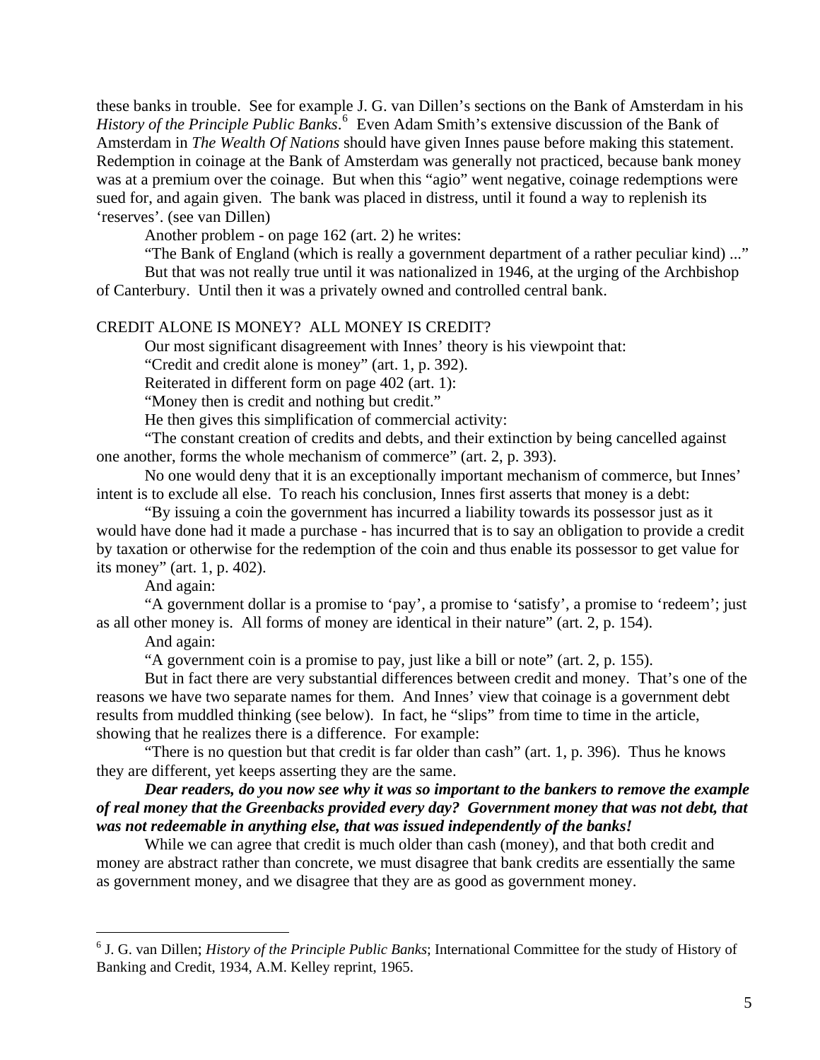these banks in trouble. See for example J. G. van Dillen's sections on the Bank of Amsterdam in his *History of the Principle Public Banks*.[6] Even Adam Smith's extensive discussion of the Bank of Amsterdam in *The Wealth Of Nations* should have given Innes pause before making this statement. Redemption in coinage at the Bank of Amsterdam was generally not practiced, because bank money was at a premium over the coinage. But when this "agio" went negative, coinage redemptions were sued for, and again given. The bank was placed in distress, until it found a way to replenish its 'reserves'. (see van Dillen)

Another problem - on page 162 (art. 2) he writes:

"The Bank of England (which is really a government department of a rather peculiar kind) ..."

But that was not really true until it was nationalized in 1946, at the urging of the Archbishop of Canterbury. Until then it was a privately owned and controlled central bank.

## CREDIT ALONE IS MONEY? ALL MONEY IS CREDIT?

Our most significant disagreement with Innes' theory is his viewpoint that:

"Credit and credit alone is money" (art. 1, p. 392).

Reiterated in different form on page 402 (art. 1):

"Money then is credit and nothing but credit."

He then gives this simplification of commercial activity:

"The constant creation of credits and debts, and their extinction by being cancelled against one another, forms the whole mechanism of commerce" (art. 2, p. 393).

No one would deny that it is an exceptionally important mechanism of commerce, but Innes' intent is to exclude all else. To reach his conclusion, Innes first asserts that money is a debt:

"By issuing a coin the government has incurred a liability towards its possessor just as it would have done had it made a purchase - has incurred that is to say an obligation to provide a credit by taxation or otherwise for the redemption of the coin and thus enable its possessor to get value for its money" (art. 1, p. 402).

And again:

"A government dollar is a promise to 'pay', a promise to 'satisfy', a promise to 'redeem'; just as all other money is. All forms of money are identical in their nature" (art. 2, p. 154).

And again:

"A government coin is a promise to pay, just like a bill or note" (art. 2, p. 155).

But in fact there are very substantial differences between credit and money. That's one of the reasons we have two separate names for them. And Innes' view that coinage is a government debt results from muddled thinking (see below). In fact, he "slips" from time to time in the article, showing that he realizes there is a difference. For example:

"There is no question but that credit is far older than cash" (art. 1, p. 396). Thus he knows they are different, yet keeps asserting they are the same.

***Dear readers, do you now see why it was so important to the bankers to remove the example of real money that the Greenbacks provided every day? Government money that was not debt, that was not redeemable in anything else, that was issued independently of the banks!***

While we can agree that credit is much older than cash (money), and that both credit and money are abstract rather than concrete, we must disagree that bank credits are essentially the same as government money, and we disagree that they are as good as government money.

---

[6] J. G. van Dillen; *History of the Principle Public Banks*; International Committee for the study of History of Banking and Credit, 1934, A.M. Kelley reprint, 1965.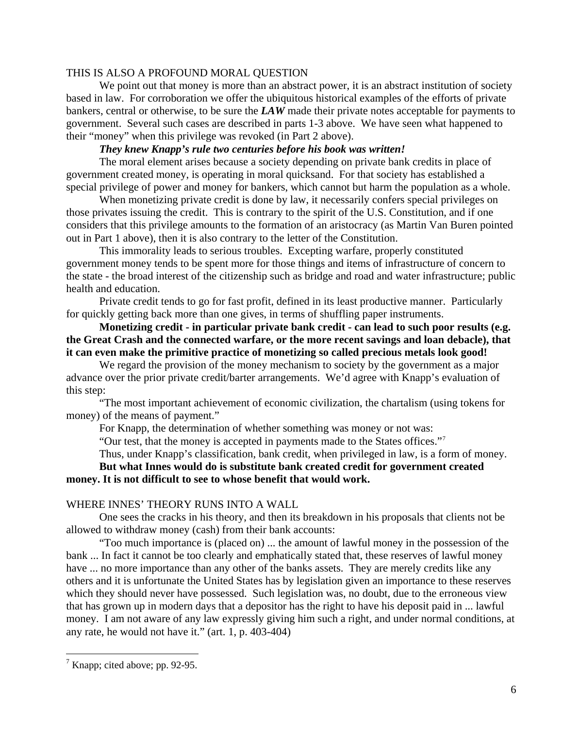## THIS IS ALSO A PROFOUND MORAL QUESTION

We point out that money is more than an abstract power, it is an abstract institution of society based in law. For corroboration we offer the ubiquitous historical examples of the efforts of private bankers, central or otherwise, to be sure the ***LAW*** made their private notes acceptable for payments to government. Several such cases are described in parts 1-3 above. We have seen what happened to their "money" when this privilege was revoked (in Part 2 above).

***They knew Knapp's rule two centuries before his book was written!***

The moral element arises because a society depending on private bank credits in place of government created money, is operating in moral quicksand. For that society has established a special privilege of power and money for bankers, which cannot but harm the population as a whole.

When monetizing private credit is done by law, it necessarily confers special privileges on those privates issuing the credit. This is contrary to the spirit of the U.S. Constitution, and if one considers that this privilege amounts to the formation of an aristocracy (as Martin Van Buren pointed out in Part 1 above), then it is also contrary to the letter of the Constitution.

This immorality leads to serious troubles. Excepting warfare, properly constituted government money tends to be spent more for those things and items of infrastructure of concern to the state - the broad interest of the citizenship such as bridge and road and water infrastructure; public health and education.

Private credit tends to go for fast profit, defined in its least productive manner. Particularly for quickly getting back more than one gives, in terms of shuffling paper instruments.

**Monetizing credit - in particular private bank credit - can lead to such poor results (e.g. the Great Crash and the connected warfare, or the more recent savings and loan debacle), that it can even make the primitive practice of monetizing so called precious metals look good!**

We regard the provision of the money mechanism to society by the government as a major advance over the prior private credit/barter arrangements. We'd agree with Knapp's evaluation of this step:

"The most important achievement of economic civilization, the chartalism (using tokens for money) of the means of payment."

For Knapp, the determination of whether something was money or not was:

"Our test, that the money is accepted in payments made to the States offices."[7]

Thus, under Knapp's classification, bank credit, when privileged in law, is a form of money.

**But what Innes would do is substitute bank created credit for government created money. It is not difficult to see to whose benefit that would work.**

## WHERE INNES' THEORY RUNS INTO A WALL

One sees the cracks in his theory, and then its breakdown in his proposals that clients not be allowed to withdraw money (cash) from their bank accounts:

"Too much importance is (placed on) ... the amount of lawful money in the possession of the bank ... In fact it cannot be too clearly and emphatically stated that, these reserves of lawful money have ... no more importance than any other of the banks assets. They are merely credits like any others and it is unfortunate the United States has by legislation given an importance to these reserves which they should never have possessed. Such legislation was, no doubt, due to the erroneous view that has grown up in modern days that a depositor has the right to have his deposit paid in ... lawful money. I am not aware of any law expressly giving him such a right, and under normal conditions, at any rate, he would not have it." (art. 1, p. 403-404)

---

[7] Knapp; cited above; pp. 92-95.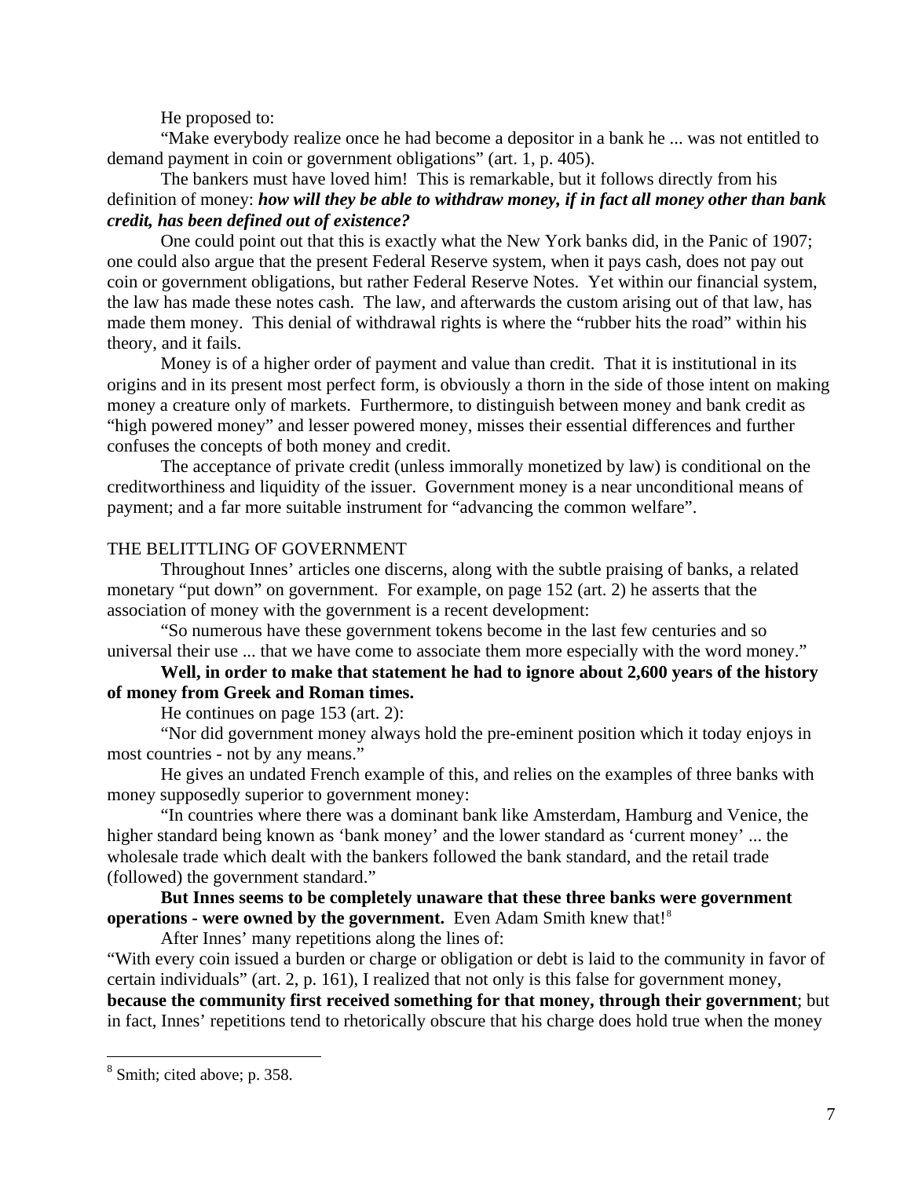He proposed to:

"Make everybody realize once he had become a depositor in a bank he ... was not entitled to demand payment in coin or government obligations" (art. 1, p. 405).

The bankers must have loved him! This is remarkable, but it follows directly from his definition of money: ***how will they be able to withdraw money, if in fact all money other than bank credit, has been defined out of existence?***

One could point out that this is exactly what the New York banks did, in the Panic of 1907; one could also argue that the present Federal Reserve system, when it pays cash, does not pay out coin or government obligations, but rather Federal Reserve Notes. Yet within our financial system, the law has made these notes cash. The law, and afterwards the custom arising out of that law, has made them money. This denial of withdrawal rights is where the "rubber hits the road" within his theory, and it fails.

Money is of a higher order of payment and value than credit. That it is institutional in its origins and in its present most perfect form, is obviously a thorn in the side of those intent on making money a creature only of markets. Furthermore, to distinguish between money and bank credit as "high powered money" and lesser powered money, misses their essential differences and further confuses the concepts of both money and credit.

The acceptance of private credit (unless immorally monetized by law) is conditional on the creditworthiness and liquidity of the issuer. Government money is a near unconditional means of payment; and a far more suitable instrument for "advancing the common welfare".

## THE BELITTLING OF GOVERNMENT

Throughout Innes' articles one discerns, along with the subtle praising of banks, a related monetary "put down" on government. For example, on page 152 (art. 2) he asserts that the association of money with the government is a recent development:

"So numerous have these government tokens become in the last few centuries and so universal their use ... that we have come to associate them more especially with the word money."

**Well, in order to make that statement he had to ignore about 2,600 years of the history of money from Greek and Roman times.**

He continues on page 153 (art. 2):

"Nor did government money always hold the pre-eminent position which it today enjoys in most countries - not by any means."

He gives an undated French example of this, and relies on the examples of three banks with money supposedly superior to government money:

"In countries where there was a dominant bank like Amsterdam, Hamburg and Venice, the higher standard being known as 'bank money' and the lower standard as 'current money' ... the wholesale trade which dealt with the bankers followed the bank standard, and the retail trade (followed) the government standard."

**But Innes seems to be completely unaware that these three banks were government operations - were owned by the government.** Even Adam Smith knew that![8]

After Innes' many repetitions along the lines of:

"With every coin issued a burden or charge or obligation or debt is laid to the community in favor of certain individuals" (art. 2, p. 161), I realized that not only is this false for government money, **because the community first received something for that money, through their government**; but in fact, Innes' repetitions tend to rhetorically obscure that his charge does hold true when the money

[8] Smith; cited above; p. 358.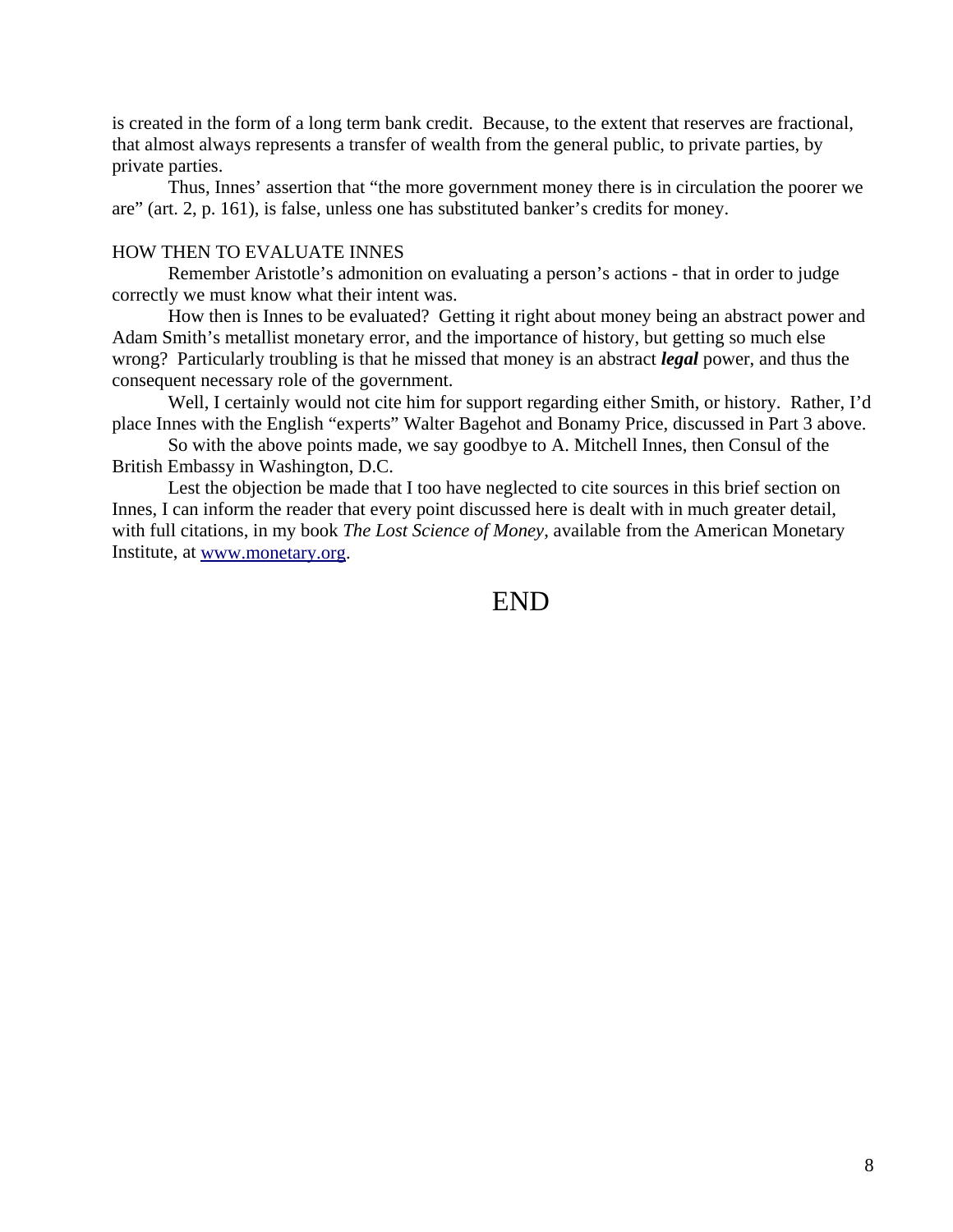is created in the form of a long term bank credit. Because, to the extent that reserves are fractional, that almost always represents a transfer of wealth from the general public, to private parties, by private parties.

Thus, Innes' assertion that "the more government money there is in circulation the poorer we are" (art. 2, p. 161), is false, unless one has substituted banker's credits for money.

## HOW THEN TO EVALUATE INNES

Remember Aristotle's admonition on evaluating a person's actions - that in order to judge correctly we must know what their intent was.

How then is Innes to be evaluated? Getting it right about money being an abstract power and Adam Smith's metallist monetary error, and the importance of history, but getting so much else wrong? Particularly troubling is that he missed that money is an abstract ***legal*** power, and thus the consequent necessary role of the government.

Well, I certainly would not cite him for support regarding either Smith, or history. Rather, I'd place Innes with the English "experts" Walter Bagehot and Bonamy Price, discussed in Part 3 above.

So with the above points made, we say goodbye to A. Mitchell Innes, then Consul of the British Embassy in Washington, D.C.

Lest the objection be made that I too have neglected to cite sources in this brief section on Innes, I can inform the reader that every point discussed here is dealt with in much greater detail, with full citations, in my book *The Lost Science of Money*, available from the American Monetary Institute, at www.monetary.org.

END